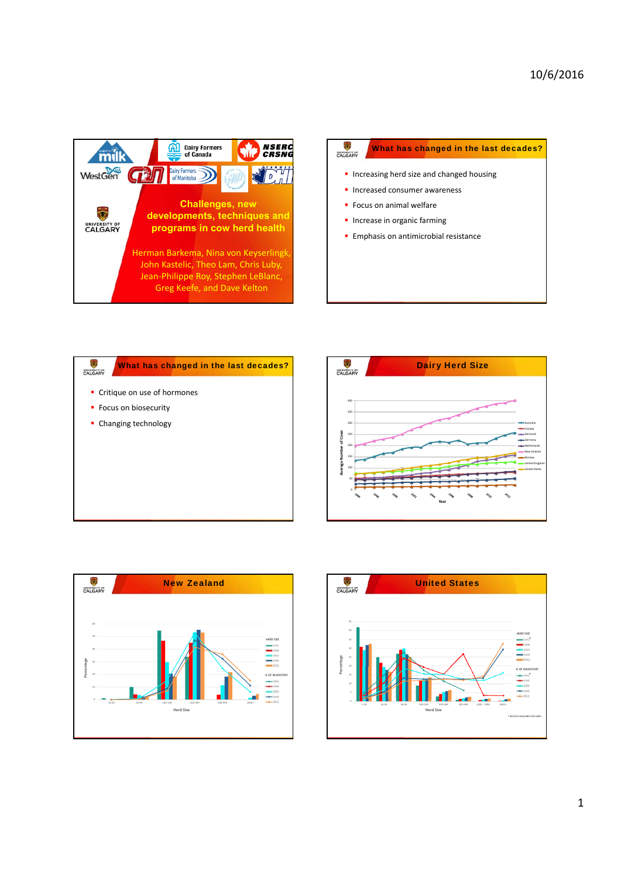## Challenges, new developments, techniques and programs in cow herd health

Herman Barkema, Nina von Keyserlingk, John Kastelic, Theo Lam, Chris Luby, Jean-Philippe Roy, Stephen LeBlanc, Greg Keefe, and Dave Kelton

## What has changed in the last decades?

- Increasing herd size and changed housing
- Increased consumer awareness
- Focus on animal welfare
- Increase in organic farming
- Emphasis on antimicrobial resistance

## What has changed in the last decades?

- Critique on use of hormones
- Focus on biosecurity
- Changing technology

## Dairy Herd Size

## New Zealand

## United States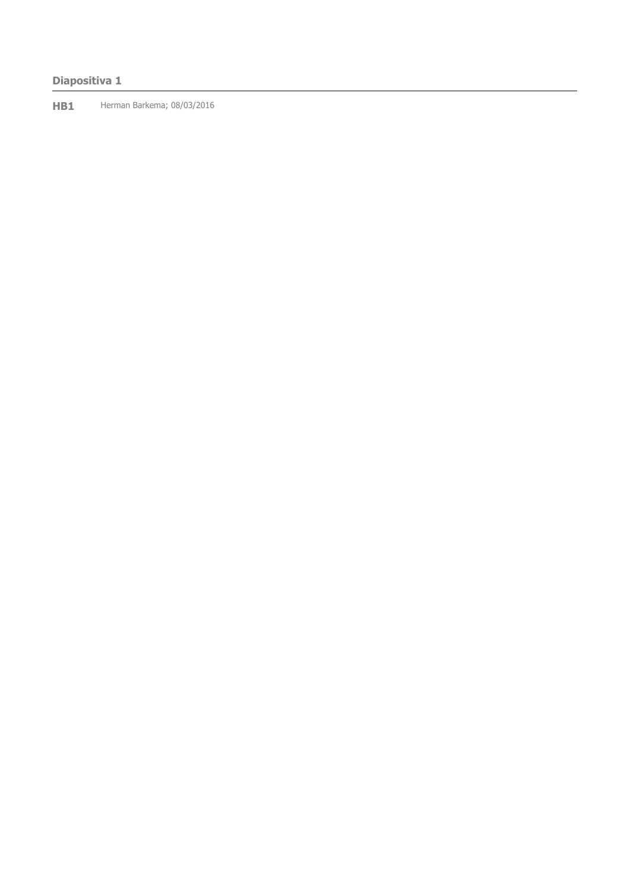**Diapositiva 1**

---

**HB1** Herman Barkema; 08/03/2016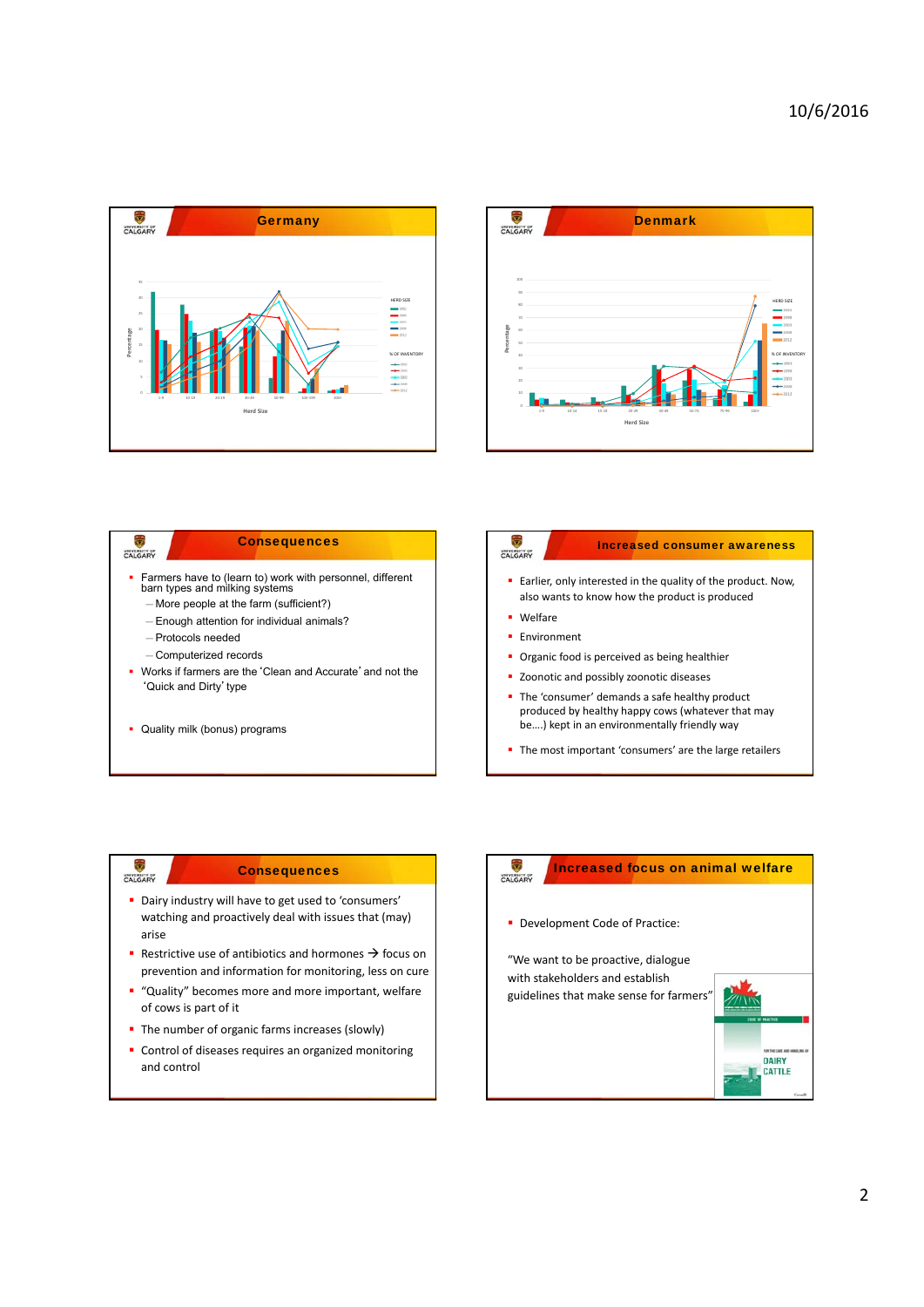## Germany

Percentage

Herd Size

HERD SIZE

% OF INVENTORY

## Denmark

Percentage

Herd Size

HERD SIZE

% OF INVENTORY

## Consequences

- Farmers have to (learn to) work with personnel, different barn types and milking systems
  - More people at the farm (sufficient?)
  - Enough attention for individual animals?
  - Protocols needed
  - Computerized records
- Works if farmers are the 'Clean and Accurate' and not the 'Quick and Dirty' type
- Quality milk (bonus) programs

## Increased consumer awareness

- Earlier, only interested in the quality of the product. Now, also wants to know how the product is produced
- Welfare
- Environment
- Organic food is perceived as being healthier
- Zoonotic and possibly zoonotic diseases
- The 'consumer' demands a safe healthy product produced by healthy happy cows (whatever that may be....) kept in an environmentally friendly way
- The most important 'consumers' are the large retailers

## Consequences

- Dairy industry will have to get used to 'consumers' watching and proactively deal with issues that (may) arise
- Restrictive use of antibiotics and hormones → focus on prevention and information for monitoring, less on cure
- "Quality" becomes more and more important, welfare of cows is part of it
- The number of organic farms increases (slowly)
- Control of diseases requires an organized monitoring and control

## Increased focus on animal welfare

- Development Code of Practice:

"We want to be proactive, dialogue with stakeholders and establish guidelines that make sense for farmers"

CODE OF PRACTICE

FOR THE CARE AND HANDLING OF DAIRY CATTLE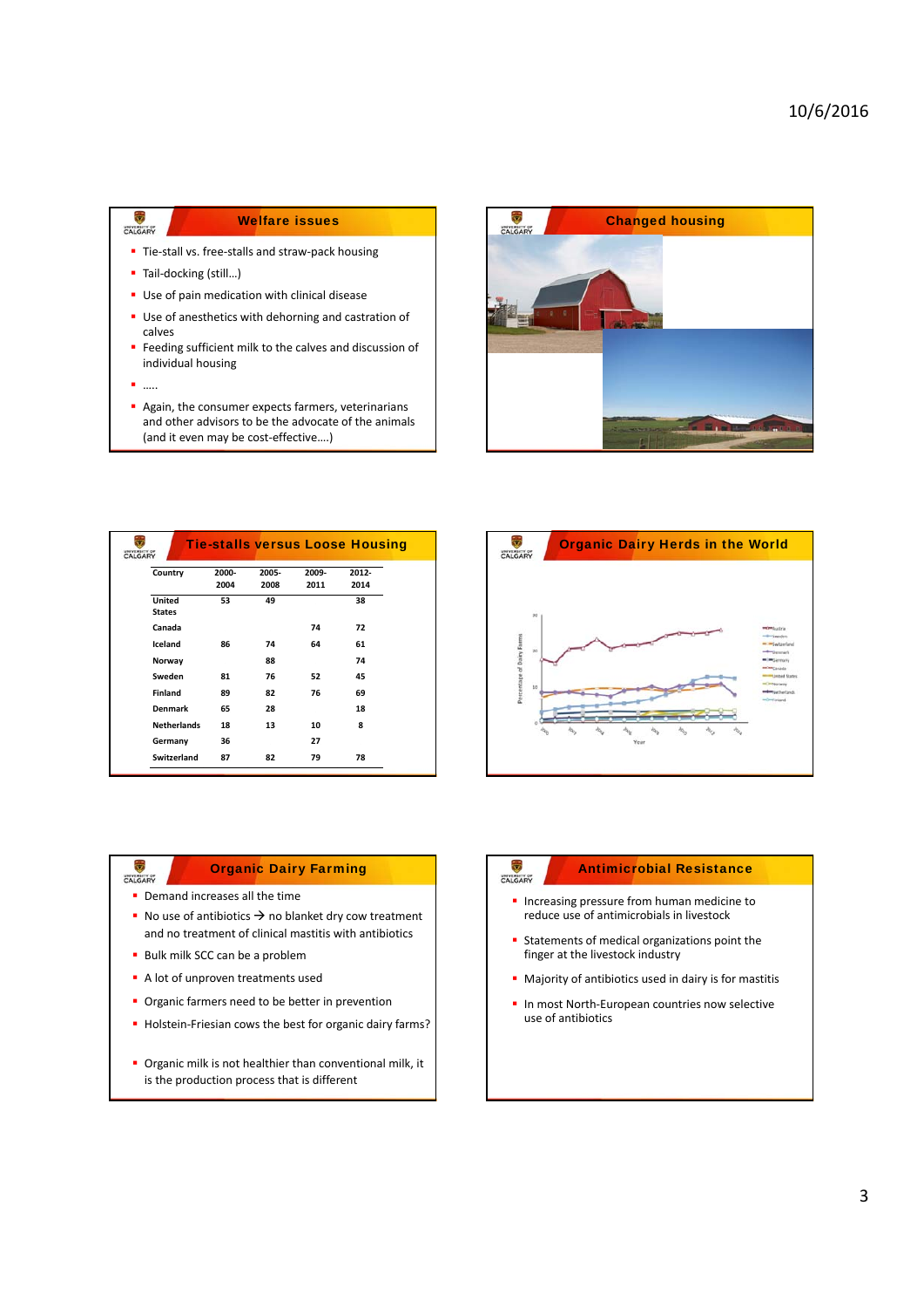## Welfare issues

- Tie-stall vs. free-stalls and straw-pack housing
- Tail-docking (still…)
- Use of pain medication with clinical disease
- Use of anesthetics with dehorning and castration of calves
- Feeding sufficient milk to the calves and discussion of individual housing
- …..
- Again, the consumer expects farmers, veterinarians and other advisors to be the advocate of the animals (and it even may be cost-effective….)

## Changed housing

## Tie-stalls versus Loose Housing

| Country | 2000-2004 | 2005-2008 | 2009-2011 | 2012-2014 |
|---|---|---|---|---|
| United States | 53 | 49 | | 38 |
| Canada | | | 74 | 72 |
| Iceland | 86 | 74 | 64 | 61 |
| Norway | | 88 | | 74 |
| Sweden | 81 | 76 | 52 | 45 |
| Finland | 89 | 82 | 76 | 69 |
| Denmark | 65 | 28 | | 18 |
| Netherlands | 18 | 13 | 10 | 8 |
| Germany | 36 | | 27 | |
| Switzerland | 87 | 82 | 79 | 78 |

## Organic Dairy Herds in the World

## Organic Dairy Farming

- Demand increases all the time
- No use of antibiotics → no blanket dry cow treatment and no treatment of clinical mastitis with antibiotics
- Bulk milk SCC can be a problem
- A lot of unproven treatments used
- Organic farmers need to be better in prevention
- Holstein-Friesian cows the best for organic dairy farms?
- Organic milk is not healthier than conventional milk, it is the production process that is different

## Antimicrobial Resistance

- Increasing pressure from human medicine to reduce use of antimicrobials in livestock
- Statements of medical organizations point the finger at the livestock industry
- Majority of antibiotics used in dairy is for mastitis
- In most North-European countries now selective use of antibiotics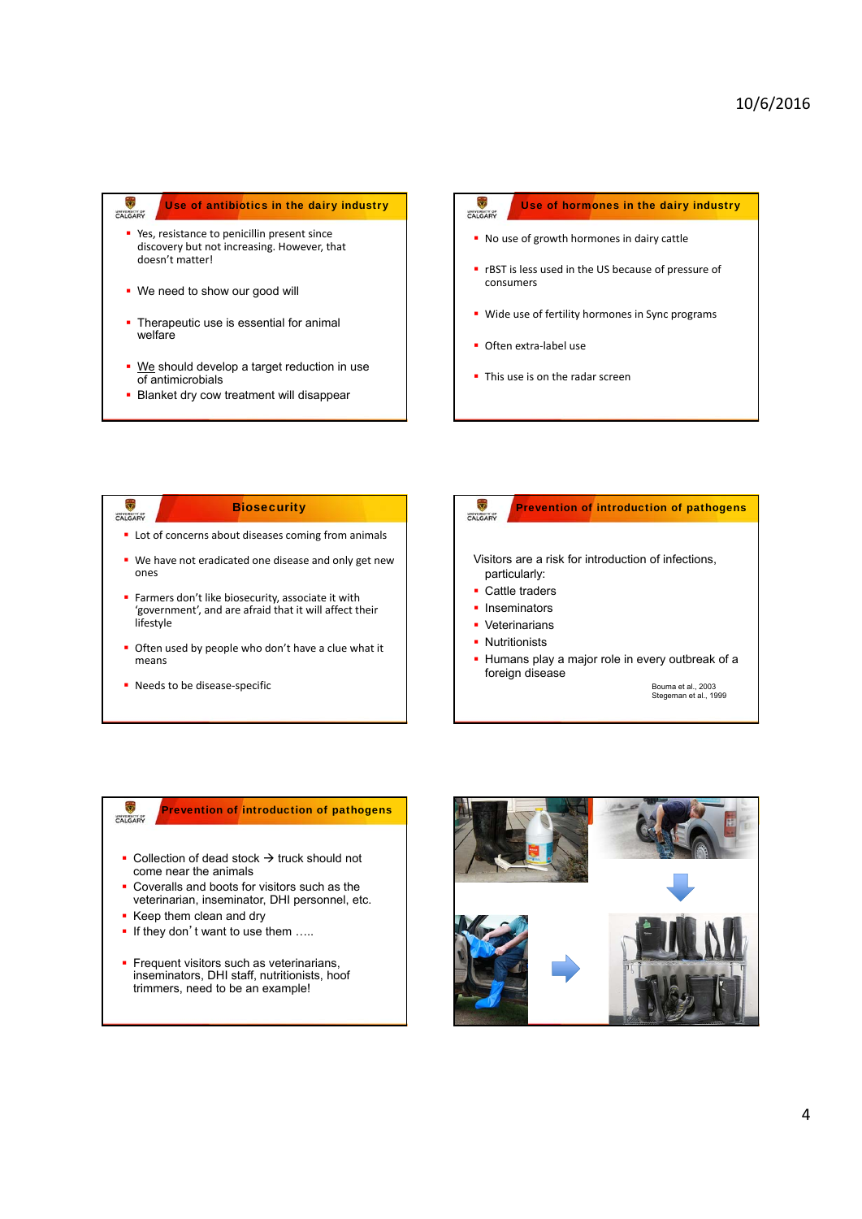## Use of antibiotics in the dairy industry

- Yes, resistance to penicillin present since discovery but not increasing. However, that doesn't matter!
- We need to show our good will
- Therapeutic use is essential for animal welfare
- We should develop a target reduction in use of antimicrobials
- Blanket dry cow treatment will disappear

## Use of hormones in the dairy industry

- No use of growth hormones in dairy cattle
- rBST is less used in the US because of pressure of consumers
- Wide use of fertility hormones in Sync programs
- Often extra-label use
- This use is on the radar screen

## Biosecurity

- Lot of concerns about diseases coming from animals
- We have not eradicated one disease and only get new ones
- Farmers don't like biosecurity, associate it with 'government', and are afraid that it will affect their lifestyle
- Often used by people who don't have a clue what it means
- Needs to be disease-specific

## Prevention of introduction of pathogens

Visitors are a risk for introduction of infections, particularly:

- Cattle traders
- Inseminators
- Veterinarians
- Nutritionists
- Humans play a major role in every outbreak of a foreign disease

Bouma et al., 2003
Stegeman et al., 1999

## Prevention of introduction of pathogens

- Collection of dead stock → truck should not come near the animals
- Coveralls and boots for visitors such as the veterinarian, inseminator, DHI personnel, etc.
- Keep them clean and dry
- If they don't want to use them …..
- Frequent visitors such as veterinarians, inseminators, DHI staff, nutritionists, hoof trimmers, need to be an example!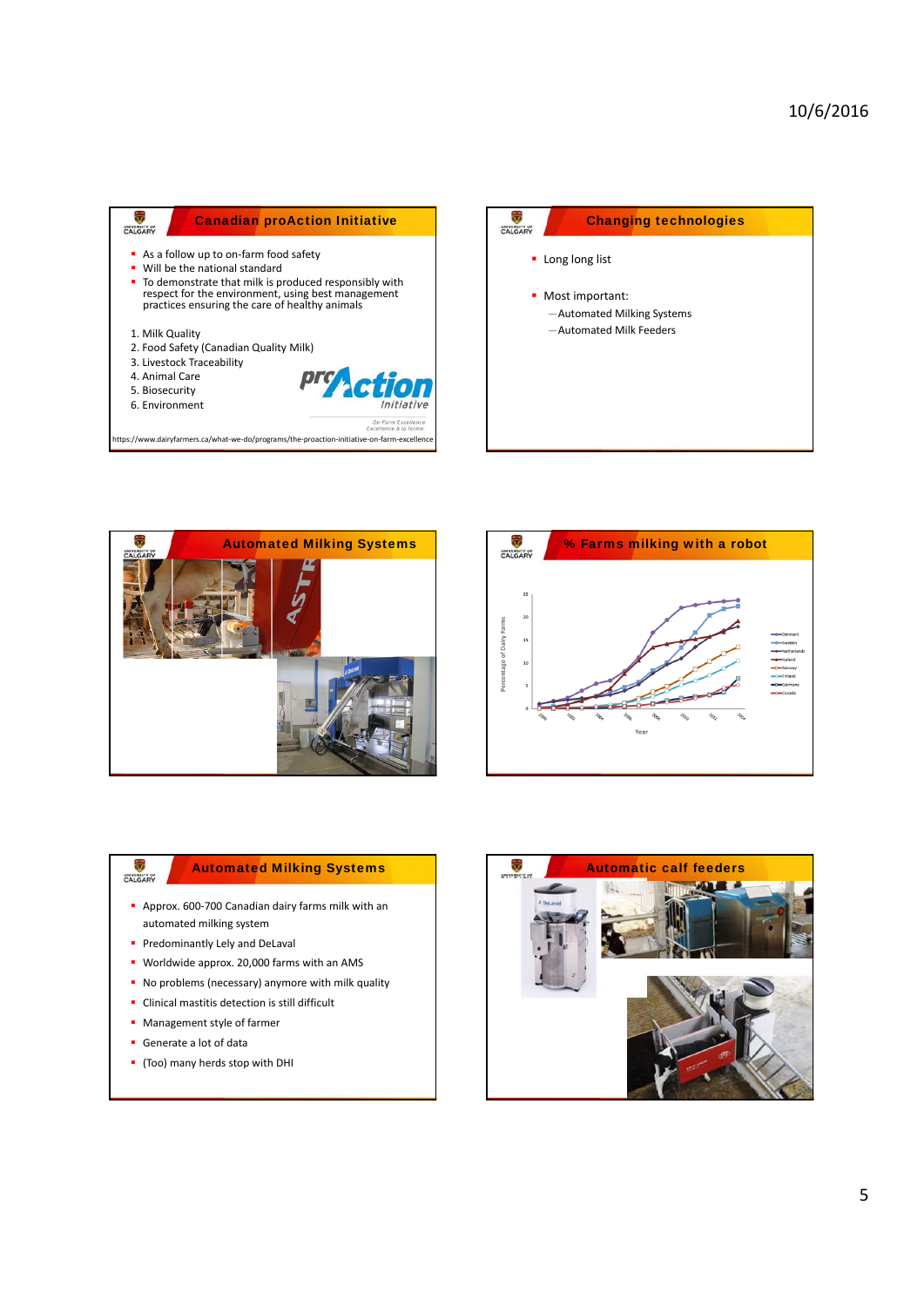## Canadian proAction Initiative

- As a follow up to on-farm food safety
- Will be the national standard
- To demonstrate that milk is produced responsibly with respect for the environment, using best management practices ensuring the care of healthy animals

1. Milk Quality
2. Food Safety (Canadian Quality Milk)
3. Livestock Traceability
4. Animal Care
5. Biosecurity
6. Environment

proAction Initiative

On-Farm Excellence
Excellence à la ferme

https://www.dairyfarmers.ca/what-we-do/programs/the-proaction-initiative-on-farm-excellence

## Changing technologies

- Long long list
- Most important:
  - Automated Milking Systems
  - Automated Milk Feeders

## Automated Milking Systems

## % Farms milking with a robot

Percentage of Dairy Farms (0–25) by Year (2000–2014): Denmark, Sweden, Netherlands, Iceland, Norway, Finland, Germany, Canada

## Automated Milking Systems

- Approx. 600-700 Canadian dairy farms milk with an automated milking system
- Predominantly Lely and DeLaval
- Worldwide approx. 20,000 farms with an AMS
- No problems (necessary) anymore with milk quality
- Clinical mastitis detection is still difficult
- Management style of farmer
- Generate a lot of data
- (Too) many herds stop with DHI

## Automatic calf feeders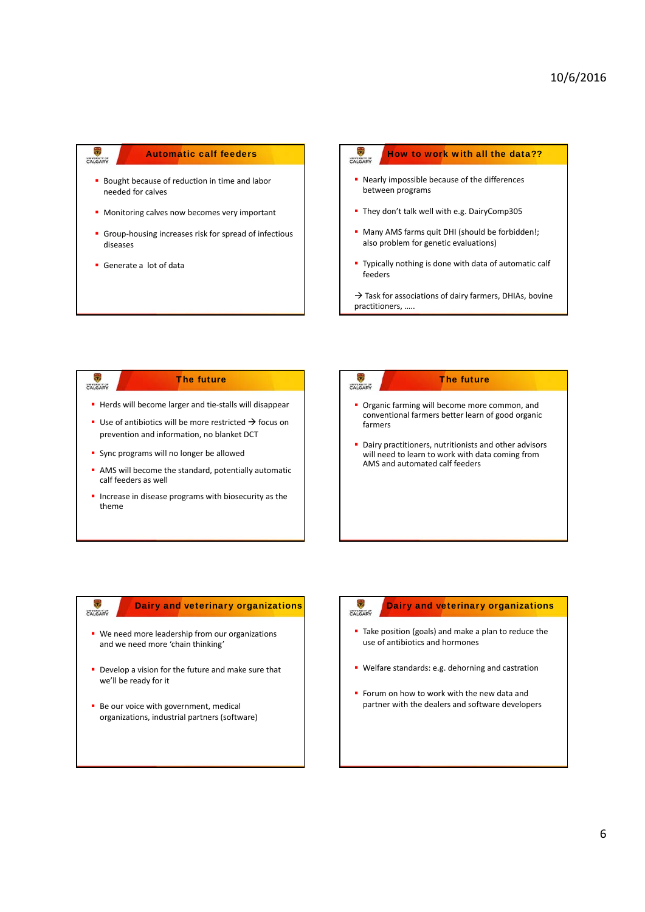## Automatic calf feeders

- Bought because of reduction in time and labor needed for calves
- Monitoring calves now becomes very important
- Group-housing increases risk for spread of infectious diseases
- Generate a lot of data

## How to work with all the data??

- Nearly impossible because of the differences between programs
- They don't talk well with e.g. DairyComp305
- Many AMS farms quit DHI (should be forbidden!; also problem for genetic evaluations)
- Typically nothing is done with data of automatic calf feeders

→ Task for associations of dairy farmers, DHIAs, bovine practitioners, .....

## The future

- Herds will become larger and tie-stalls will disappear
- Use of antibiotics will be more restricted → focus on prevention and information, no blanket DCT
- Sync programs will no longer be allowed
- AMS will become the standard, potentially automatic calf feeders as well
- Increase in disease programs with biosecurity as the theme

## The future

- Organic farming will become more common, and conventional farmers better learn of good organic farmers
- Dairy practitioners, nutritionists and other advisors will need to learn to work with data coming from AMS and automated calf feeders

## Dairy and veterinary organizations

- We need more leadership from our organizations and we need more 'chain thinking'
- Develop a vision for the future and make sure that we'll be ready for it
- Be our voice with government, medical organizations, industrial partners (software)

## Dairy and veterinary organizations

- Take position (goals) and make a plan to reduce the use of antibiotics and hormones
- Welfare standards: e.g. dehorning and castration
- Forum on how to work with the new data and partner with the dealers and software developers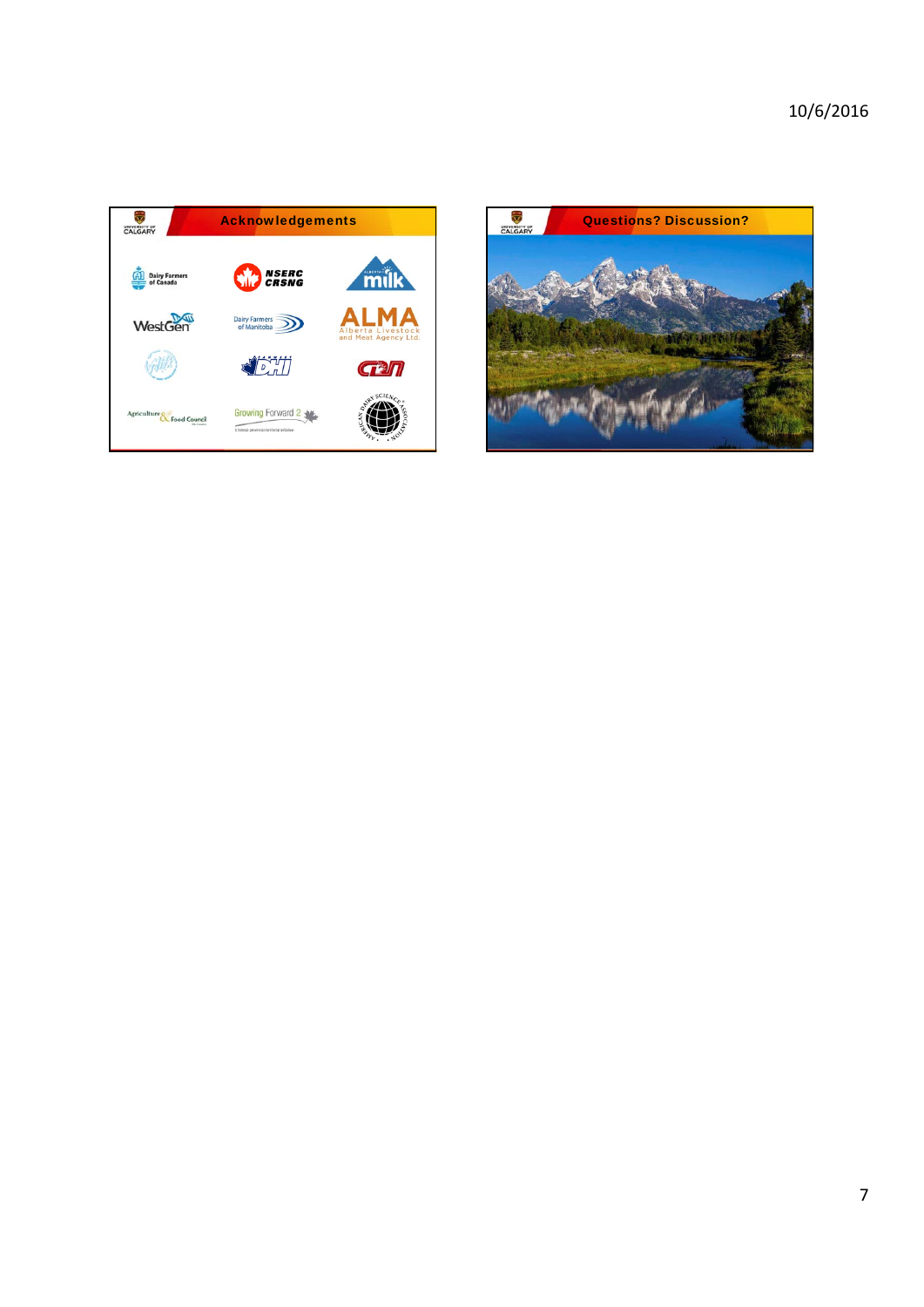## Acknowledgements

Dairy Farmers of Canada

NSERC CRSNG

milk

WestGen

Dairy Farmers of Manitoba

ALMA Alberta Livestock and Meat Agency Ltd.

DHI

Agriculture & Food Council

Growing Forward 2

American Dairy Science Association

## Questions? Discussion?